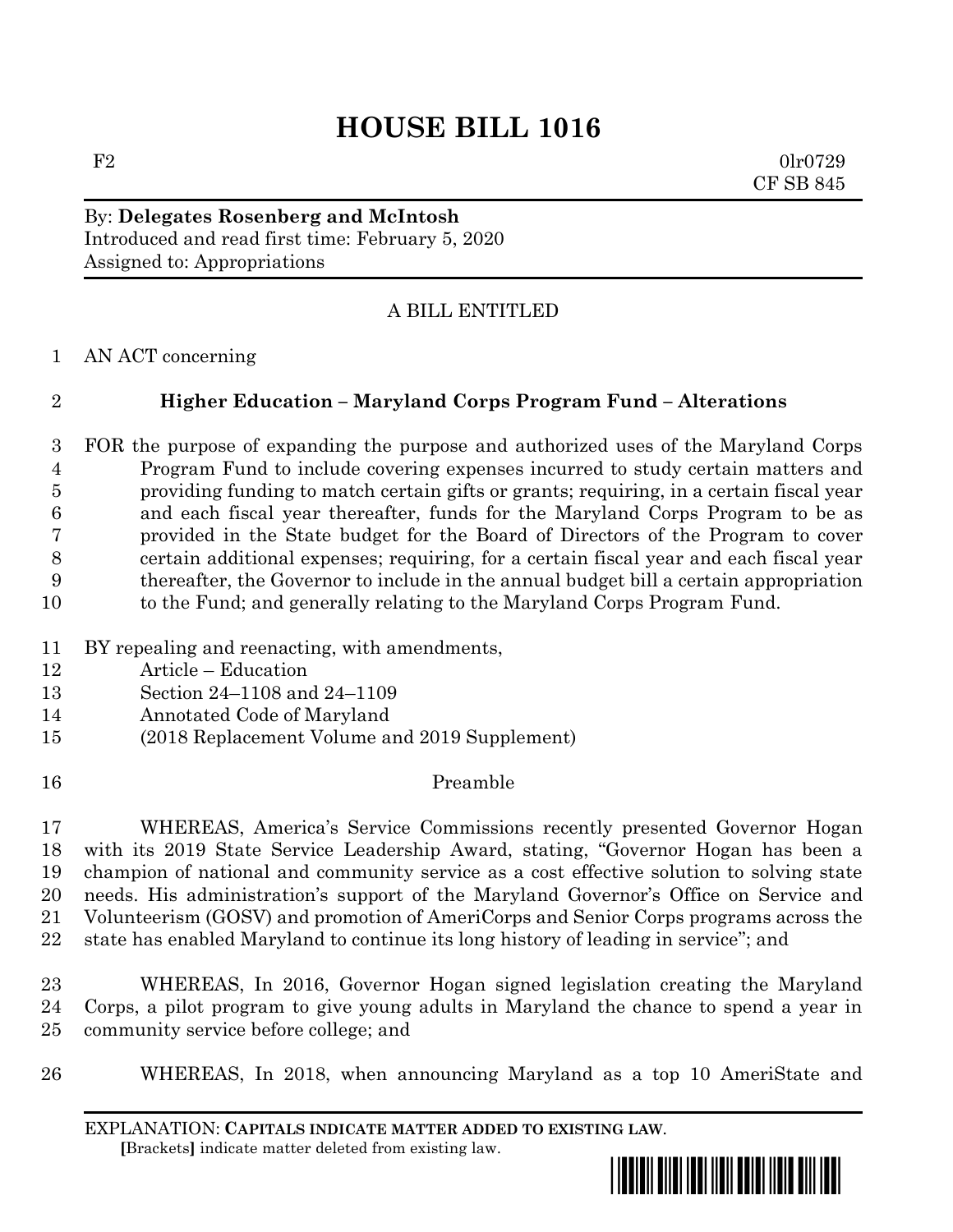# HOUSE BILL 1016

F2 0lr0729
CF SB 845

By: **Delegates Rosenberg and McIntosh**
Introduced and read first time: February 5, 2020
Assigned to: Appropriations

A BILL ENTITLED

AN ACT concerning

**Higher Education – Maryland Corps Program Fund – Alterations**

FOR the purpose of expanding the purpose and authorized uses of the Maryland Corps Program Fund to include covering expenses incurred to study certain matters and providing funding to match certain gifts or grants; requiring, in a certain fiscal year and each fiscal year thereafter, funds for the Maryland Corps Program to be as provided in the State budget for the Board of Directors of the Program to cover certain additional expenses; requiring, for a certain fiscal year and each fiscal year thereafter, the Governor to include in the annual budget bill a certain appropriation to the Fund; and generally relating to the Maryland Corps Program Fund.

BY repealing and reenacting, with amendments,
Article – Education
Section 24–1108 and 24–1109
Annotated Code of Maryland
(2018 Replacement Volume and 2019 Supplement)

Preamble

WHEREAS, America's Service Commissions recently presented Governor Hogan with its 2019 State Service Leadership Award, stating, "Governor Hogan has been a champion of national and community service as a cost effective solution to solving state needs. His administration's support of the Maryland Governor's Office on Service and Volunteerism (GOSV) and promotion of AmeriCorps and Senior Corps programs across the state has enabled Maryland to continue its long history of leading in service"; and

WHEREAS, In 2016, Governor Hogan signed legislation creating the Maryland Corps, a pilot program to give young adults in Maryland the chance to spend a year in community service before college; and

WHEREAS, In 2018, when announcing Maryland as a top 10 AmeriState and

EXPLANATION: **CAPITALS INDICATE MATTER ADDED TO EXISTING LAW.**
[Brackets] indicate matter deleted from existing law.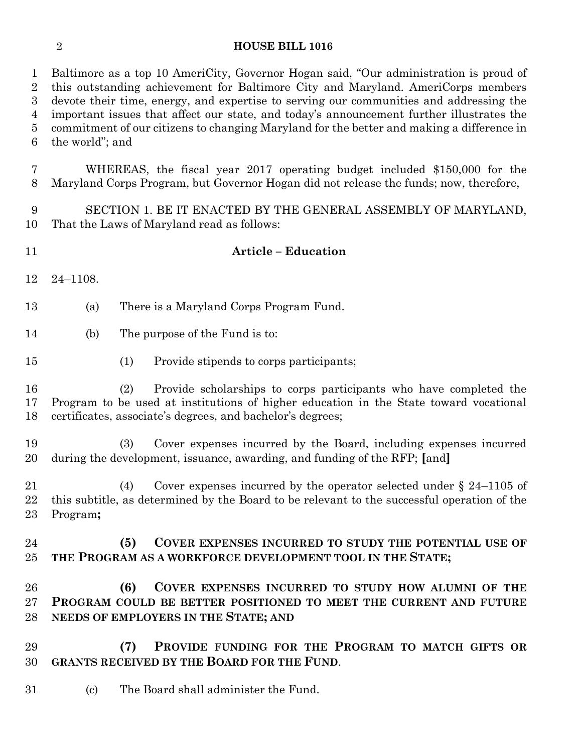Baltimore as a top 10 AmeriCity, Governor Hogan said, "Our administration is proud of this outstanding achievement for Baltimore City and Maryland. AmeriCorps members devote their time, energy, and expertise to serving our communities and addressing the important issues that affect our state, and today's announcement further illustrates the commitment of our citizens to changing Maryland for the better and making a difference in the world"; and

WHEREAS, the fiscal year 2017 operating budget included $150,000 for the Maryland Corps Program, but Governor Hogan did not release the funds; now, therefore,

SECTION 1. BE IT ENACTED BY THE GENERAL ASSEMBLY OF MARYLAND, That the Laws of Maryland read as follows:

**Article – Education**

24–1108.

(a) There is a Maryland Corps Program Fund.

(b) The purpose of the Fund is to:

(1) Provide stipends to corps participants;

(2) Provide scholarships to corps participants who have completed the Program to be used at institutions of higher education in the State toward vocational certificates, associate's degrees, and bachelor's degrees;

(3) Cover expenses incurred by the Board, including expenses incurred during the development, issuance, awarding, and funding of the RFP; **[**and**]**

(4) Cover expenses incurred by the operator selected under § 24–1105 of this subtitle, as determined by the Board to be relevant to the successful operation of the Program**;**

**(5) COVER EXPENSES INCURRED TO STUDY THE POTENTIAL USE OF THE PROGRAM AS A WORKFORCE DEVELOPMENT TOOL IN THE STATE;**

**(6) COVER EXPENSES INCURRED TO STUDY HOW ALUMNI OF THE PROGRAM COULD BE BETTER POSITIONED TO MEET THE CURRENT AND FUTURE NEEDS OF EMPLOYERS IN THE STATE; AND**

**(7) PROVIDE FUNDING FOR THE PROGRAM TO MATCH GIFTS OR GRANTS RECEIVED BY THE BOARD FOR THE FUND**.

(c) The Board shall administer the Fund.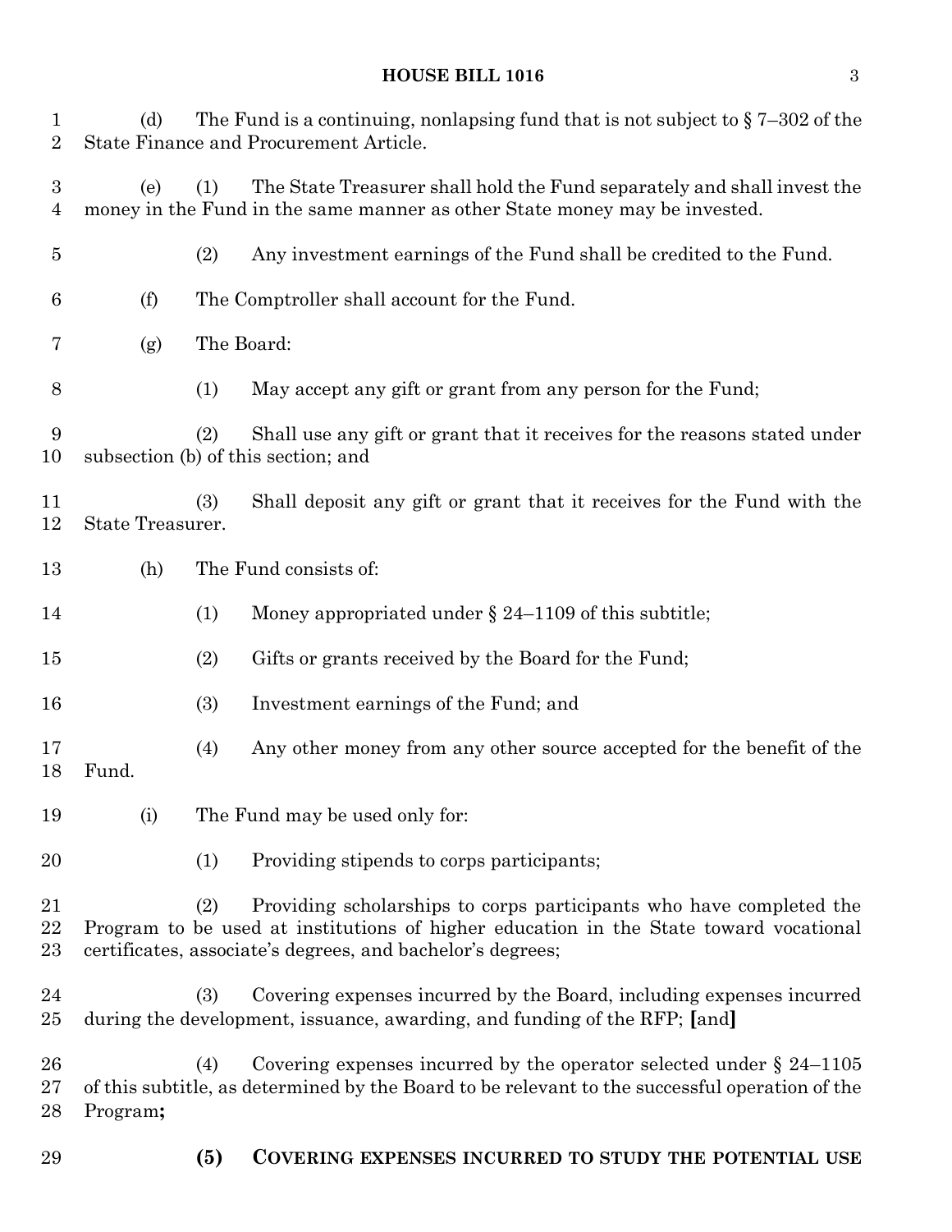(d) The Fund is a continuing, nonlapsing fund that is not subject to § 7–302 of the State Finance and Procurement Article.

(e) (1) The State Treasurer shall hold the Fund separately and shall invest the money in the Fund in the same manner as other State money may be invested.

(2) Any investment earnings of the Fund shall be credited to the Fund.

(f) The Comptroller shall account for the Fund.

(g) The Board:

(1) May accept any gift or grant from any person for the Fund;

(2) Shall use any gift or grant that it receives for the reasons stated under subsection (b) of this section; and

(3) Shall deposit any gift or grant that it receives for the Fund with the State Treasurer.

(h) The Fund consists of:

(1) Money appropriated under § 24–1109 of this subtitle;

(2) Gifts or grants received by the Board for the Fund;

(3) Investment earnings of the Fund; and

(4) Any other money from any other source accepted for the benefit of the Fund.

(i) The Fund may be used only for:

(1) Providing stipends to corps participants;

(2) Providing scholarships to corps participants who have completed the Program to be used at institutions of higher education in the State toward vocational certificates, associate's degrees, and bachelor's degrees;

(3) Covering expenses incurred by the Board, including expenses incurred during the development, issuance, awarding, and funding of the RFP; **[**and**]**

(4) Covering expenses incurred by the operator selected under § 24–1105 of this subtitle, as determined by the Board to be relevant to the successful operation of the Program**;**

**(5) COVERING EXPENSES INCURRED TO STUDY THE POTENTIAL USE**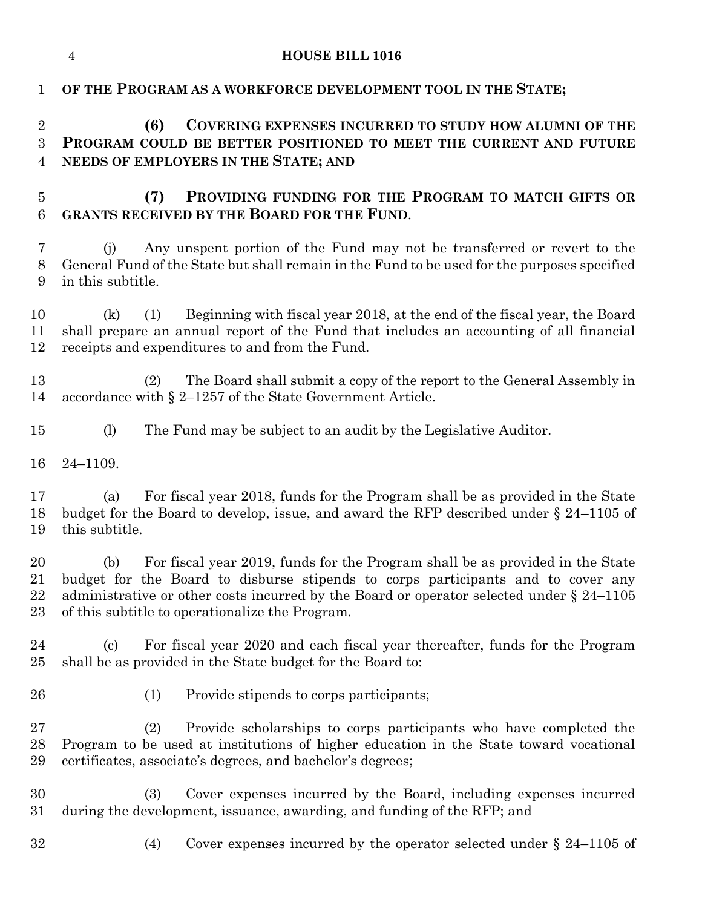**OF THE PROGRAM AS A WORKFORCE DEVELOPMENT TOOL IN THE STATE;**

**(6) COVERING EXPENSES INCURRED TO STUDY HOW ALUMNI OF THE PROGRAM COULD BE BETTER POSITIONED TO MEET THE CURRENT AND FUTURE NEEDS OF EMPLOYERS IN THE STATE; AND**

**(7) PROVIDING FUNDING FOR THE PROGRAM TO MATCH GIFTS OR GRANTS RECEIVED BY THE BOARD FOR THE FUND**.

(j) Any unspent portion of the Fund may not be transferred or revert to the General Fund of the State but shall remain in the Fund to be used for the purposes specified in this subtitle.

(k) (1) Beginning with fiscal year 2018, at the end of the fiscal year, the Board shall prepare an annual report of the Fund that includes an accounting of all financial receipts and expenditures to and from the Fund.

(2) The Board shall submit a copy of the report to the General Assembly in accordance with § 2–1257 of the State Government Article.

(l) The Fund may be subject to an audit by the Legislative Auditor.

24–1109.

(a) For fiscal year 2018, funds for the Program shall be as provided in the State budget for the Board to develop, issue, and award the RFP described under § 24–1105 of this subtitle.

(b) For fiscal year 2019, funds for the Program shall be as provided in the State budget for the Board to disburse stipends to corps participants and to cover any administrative or other costs incurred by the Board or operator selected under § 24–1105 of this subtitle to operationalize the Program.

(c) For fiscal year 2020 and each fiscal year thereafter, funds for the Program shall be as provided in the State budget for the Board to:

(1) Provide stipends to corps participants;

(2) Provide scholarships to corps participants who have completed the Program to be used at institutions of higher education in the State toward vocational certificates, associate's degrees, and bachelor's degrees;

(3) Cover expenses incurred by the Board, including expenses incurred during the development, issuance, awarding, and funding of the RFP; and

(4) Cover expenses incurred by the operator selected under § 24–1105 of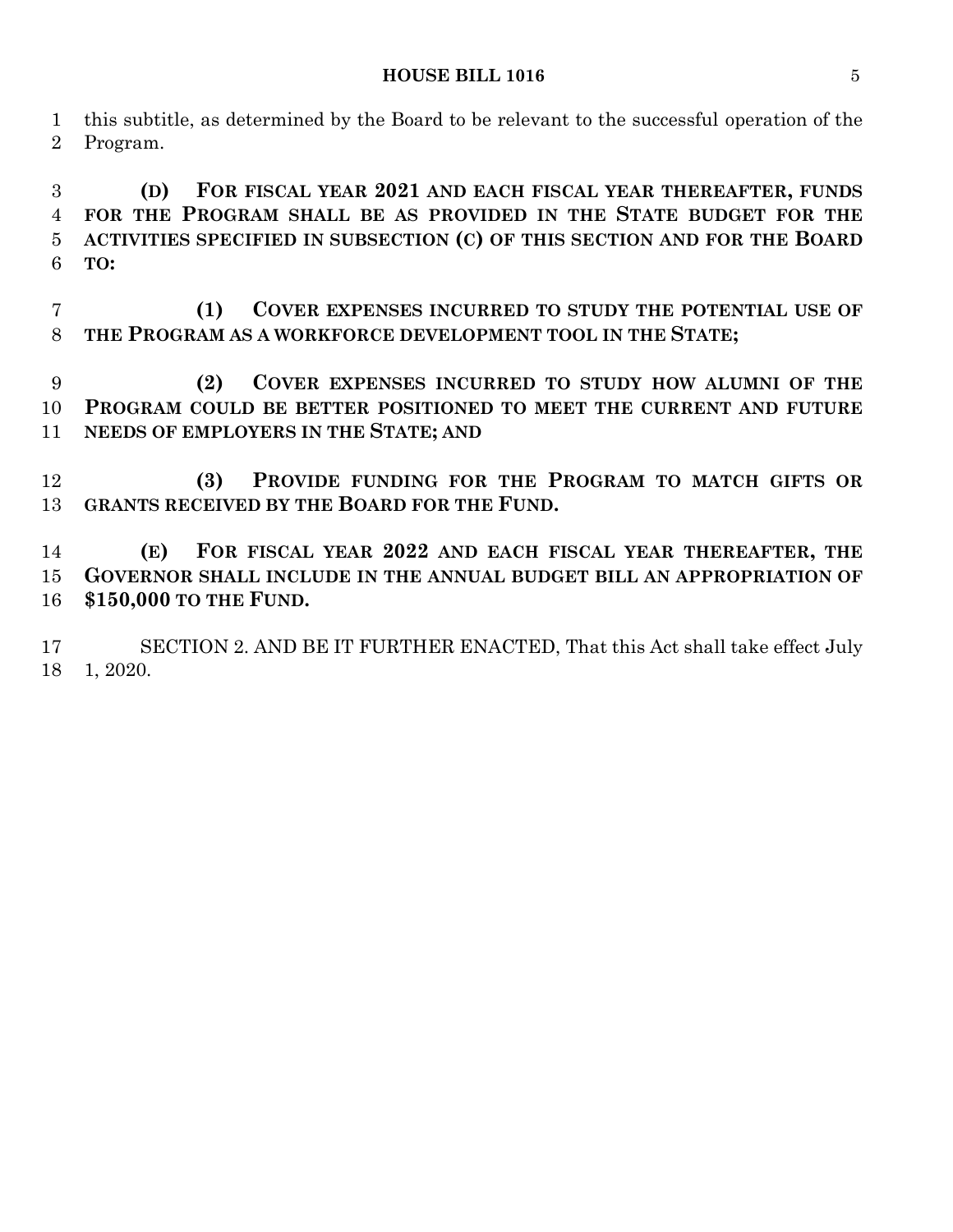this subtitle, as determined by the Board to be relevant to the successful operation of the Program.

**(D) FOR FISCAL YEAR 2021 AND EACH FISCAL YEAR THEREAFTER, FUNDS FOR THE PROGRAM SHALL BE AS PROVIDED IN THE STATE BUDGET FOR THE ACTIVITIES SPECIFIED IN SUBSECTION (C) OF THIS SECTION AND FOR THE BOARD TO:**

**(1) COVER EXPENSES INCURRED TO STUDY THE POTENTIAL USE OF THE PROGRAM AS A WORKFORCE DEVELOPMENT TOOL IN THE STATE;**

**(2) COVER EXPENSES INCURRED TO STUDY HOW ALUMNI OF THE PROGRAM COULD BE BETTER POSITIONED TO MEET THE CURRENT AND FUTURE NEEDS OF EMPLOYERS IN THE STATE; AND**

**(3) PROVIDE FUNDING FOR THE PROGRAM TO MATCH GIFTS OR GRANTS RECEIVED BY THE BOARD FOR THE FUND.**

**(E) FOR FISCAL YEAR 2022 AND EACH FISCAL YEAR THEREAFTER, THE GOVERNOR SHALL INCLUDE IN THE ANNUAL BUDGET BILL AN APPROPRIATION OF $150,000 TO THE FUND.**

SECTION 2. AND BE IT FURTHER ENACTED, That this Act shall take effect July 1, 2020.